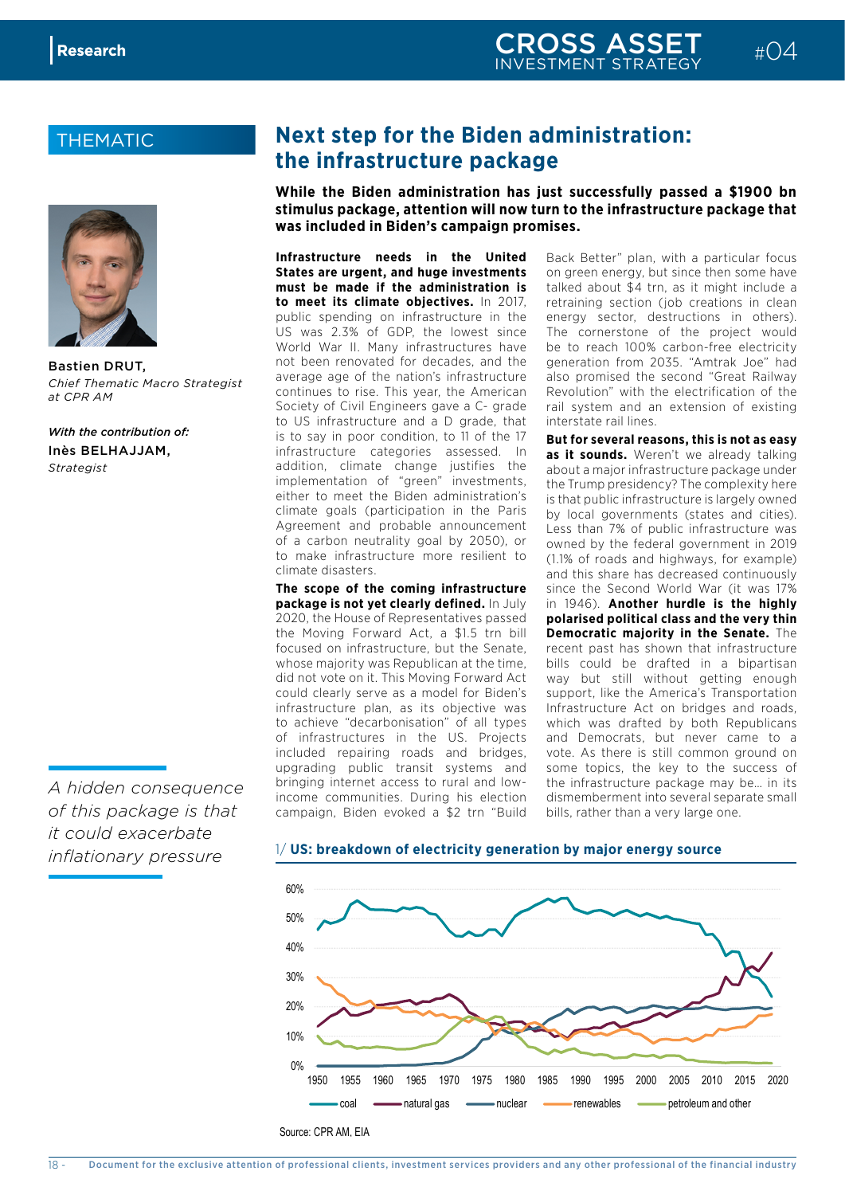THEMATIC

Bastien DRUT,
*Chief Thematic Macro Strategist at CPR AM*

*With the contribution of:*
Inès BELHAJJAM,
*Strategist*

# Next step for the Biden administration: the infrastructure package

**While the Biden administration has just successfully passed a $1900 bn stimulus package, attention will now turn to the infrastructure package that was included in Biden's campaign promises.**

**Infrastructure needs in the United States are urgent, and huge investments must be made if the administration is to meet its climate objectives.** In 2017, public spending on infrastructure in the US was 2.3% of GDP, the lowest since World War II. Many infrastructures have not been renovated for decades, and the average age of the nation's infrastructure continues to rise. This year, the American Society of Civil Engineers gave a C- grade to US infrastructure and a D grade, that is to say in poor condition, to 11 of the 17 infrastructure categories assessed. In addition, climate change justifies the implementation of "green" investments, either to meet the Biden administration's climate goals (participation in the Paris Agreement and probable announcement of a carbon neutrality goal by 2050), or to make infrastructure more resilient to climate disasters.

**The scope of the coming infrastructure package is not yet clearly defined.** In July 2020, the House of Representatives passed the Moving Forward Act, a $1.5 trn bill focused on infrastructure, but the Senate, whose majority was Republican at the time, did not vote on it. This Moving Forward Act could clearly serve as a model for Biden's infrastructure plan, as its objective was to achieve "decarbonisation" of all types of infrastructures in the US. Projects included repairing roads and bridges, upgrading public transit systems and bringing internet access to rural and low-income communities. During his election campaign, Biden evoked a $2 trn "Build Back Better" plan, with a particular focus on green energy, but since then some have talked about $4 trn, as it might include a retraining section (job creations in clean energy sector, destructions in others). The cornerstone of the project would be to reach 100% carbon-free electricity generation from 2035. "Amtrak Joe" had also promised the second "Great Railway Revolution" with the electrification of the rail system and an extension of existing interstate rail lines.

**But for several reasons, this is not as easy as it sounds.** Weren't we already talking about a major infrastructure package under the Trump presidency? The complexity here is that public infrastructure is largely owned by local governments (states and cities). Less than 7% of public infrastructure was owned by the federal government in 2019 (1.1% of roads and highways, for example) and this share has decreased continuously since the Second World War (it was 17% in 1946). **Another hurdle is the highly polarised political class and the very thin Democratic majority in the Senate.** The recent past has shown that infrastructure bills could be drafted in a bipartisan way but still without getting enough support, like the America's Transportation Infrastructure Act on bridges and roads, which was drafted by both Republicans and Democrats, but never came to a vote. As there is still common ground on some topics, the key to the success of the infrastructure package may be… in its dismemberment into several separate small bills, rather than a very large one.

*A hidden consequence of this package is that it could exacerbate inflationary pressure*

**1/ US: breakdown of electricity generation by major energy source**

Source: CPR AM, EIA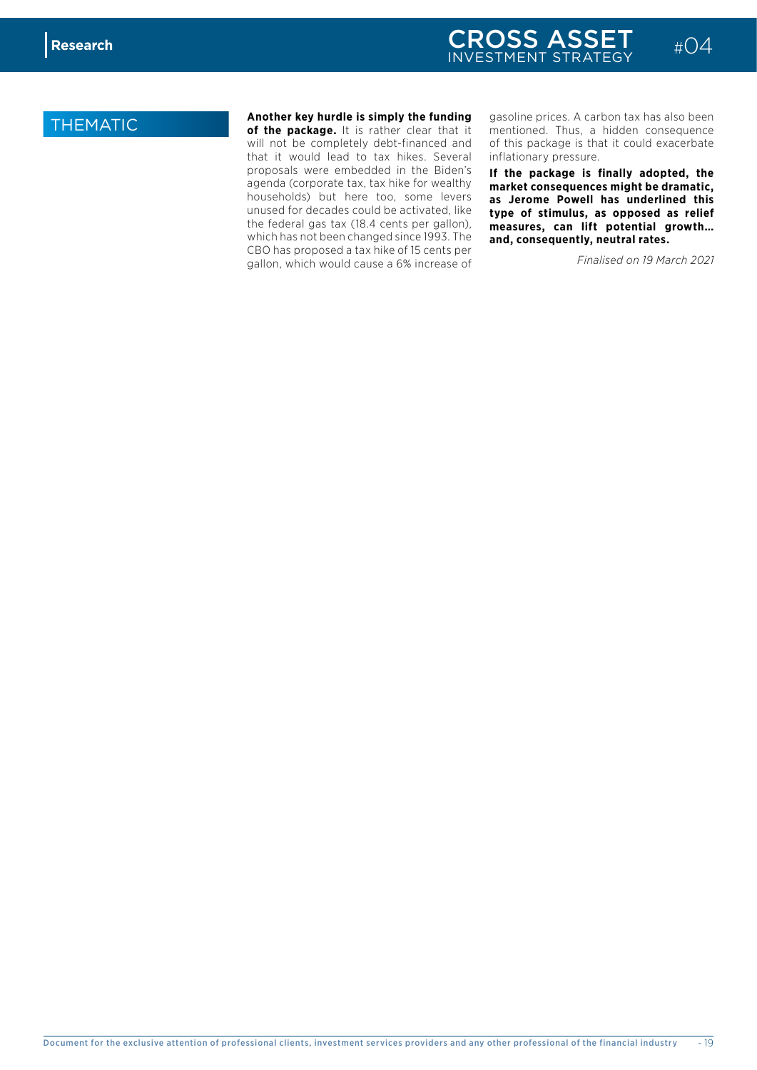## THEMATIC

**Another key hurdle is simply the funding of the package.** It is rather clear that it will not be completely debt-financed and that it would lead to tax hikes. Several proposals were embedded in the Biden's agenda (corporate tax, tax hike for wealthy households) but here too, some levers unused for decades could be activated, like the federal gas tax (18.4 cents per gallon), which has not been changed since 1993. The CBO has proposed a tax hike of 15 cents per gallon, which would cause a 6% increase of gasoline prices. A carbon tax has also been mentioned. Thus, a hidden consequence of this package is that it could exacerbate inflationary pressure.

**If the package is finally adopted, the market consequences might be dramatic, as Jerome Powell has underlined this type of stimulus, as opposed as relief measures, can lift potential growth… and, consequently, neutral rates.**

*Finalised on 19 March 2021*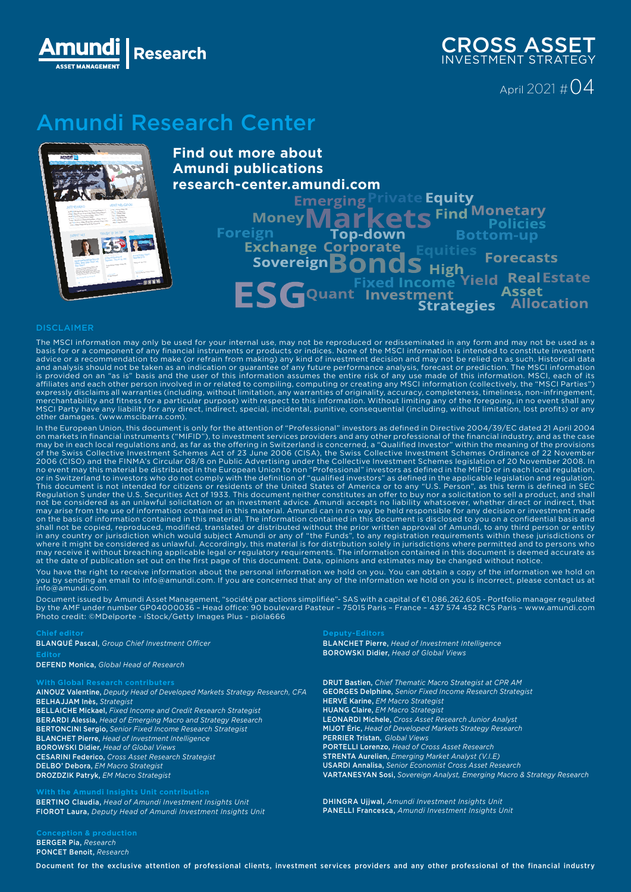Amundi ASSET MANAGEMENT | Research

CROSS ASSET
INVESTMENT STRATEGY

April 2021 #04

# Amundi Research Center

**Find out more about Amundi publications**
**research-center.amundi.com**

Emerging Private Equity Money Markets Find Monetary Policies Foreign Top-down Bottom-up Exchange Corporate Equities Sovereign Bonds High Yield Forecasts Fixed Income Real Estate ESG Quant Investment Strategies Asset Allocation

## DISCLAIMER

The MSCI information may only be used for your internal use, may not be reproduced or redisseminated in any form and may not be used as a basis for or a component of any financial instruments or products or indices. None of the MSCI information is intended to constitute investment advice or a recommendation to make (or refrain from making) any kind of investment decision and may not be relied on as such. Historical data and analysis should not be taken as an indication or guarantee of any future performance analysis, forecast or prediction. The MSCI information is provided on an "as is" basis and the user of this information assumes the entire risk of any use made of this information. MSCI, each of its affiliates and each other person involved in or related to compiling, computing or creating any MSCI information (collectively, the "MSCI Parties") expressly disclaims all warranties (including, without limitation, any warranties of originality, accuracy, completeness, timeliness, non-infringement, merchantability and fitness for a particular purpose) with respect to this information. Without limiting any of the foregoing, in no event shall any MSCI Party have any liability for any direct, indirect, special, incidental, punitive, consequential (including, without limitation, lost profits) or any other damages. (www.mscibarra.com).

In the European Union, this document is only for the attention of "Professional" investors as defined in Directive 2004/39/EC dated 21 April 2004 on markets in financial instruments ("MIFID"), to investment services providers and any other professional of the financial industry, and as the case may be in each local regulations and, as far as the offering in Switzerland is concerned, a "Qualified Investor" within the meaning of the provisions of the Swiss Collective Investment Schemes Act of 23 June 2006 (CISA), the Swiss Collective Investment Schemes Ordinance of 22 November 2006 (CISO) and the FINMA's Circular 08/8 on Public Advertising under the Collective Investment Schemes legislation of 20 November 2008. In no event may this material be distributed in the European Union to non "Professional" investors as defined in the MIFID or in each local regulation, or in Switzerland to investors who do not comply with the definition of "qualified investors" as defined in the applicable legislation and regulation. This document is not intended for citizens or residents of the United States of America or to any "U.S. Person", as this term is defined in SEC Regulation S under the U.S. Securities Act of 1933. This document neither constitutes an offer to buy nor a solicitation to sell a product, and shall not be considered as an unlawful solicitation or an investment advice. Amundi accepts no liability whatsoever, whether direct or indirect, that may arise from the use of information contained in this material. Amundi can in no way be held responsible for any decision or investment made on the basis of information contained in this material. The information contained in this document is disclosed to you on a confidential basis and shall not be copied, reproduced, modified, translated or distributed without the prior written approval of Amundi, to any third person or entity in any country or jurisdiction which would subject Amundi or any of "the Funds", to any registration requirements within these jurisdictions or where it might be considered as unlawful. Accordingly, this material is for distribution solely in jurisdictions where permitted and to persons who may receive it without breaching applicable legal or regulatory requirements. The information contained in this document is deemed accurate as at the date of publication set out on the first page of this document. Data, opinions and estimates may be changed without notice.

You have the right to receive information about the personal information we hold on you. You can obtain a copy of the information we hold on you by sending an email to info@amundi.com. If you are concerned that any of the information we hold on you is incorrect, please contact us at info@amundi.com.

Document issued by Amundi Asset Management, "société par actions simplifiée"- SAS with a capital of €1,086,262,605 - Portfolio manager regulated by the AMF under number GP04000036 – Head office: 90 boulevard Pasteur – 75015 Paris – France – 437 574 452 RCS Paris – www.amundi.com
Photo credit: ©MDelporte - iStock/Getty Images Plus - piola666

**Chief editor**
BLANQUÉ Pascal, *Group Chief Investment Officer*

**Editor**
DEFEND Monica, *Global Head of Research*

**Deputy-Editors**
BLANCHET Pierre, *Head of Investment Intelligence*
BOROWSKI Didier, *Head of Global Views*

**With Global Research contributers**
AINOUZ Valentine, *Deputy Head of Developed Markets Strategy Research, CFA*
BELHAJJAM Inès, *Strategist*
BELLAICHE Mickael, *Fixed Income and Credit Research Strategist*
BERARDI Alessia, *Head of Emerging Macro and Strategy Research*
BERTONCINI Sergio, *Senior Fixed Income Research Strategist*
BLANCHET Pierre, *Head of Investment Intelligence*
BOROWSKI Didier, *Head of Global Views*
CESARINI Federico, *Cross Asset Research Strategist*
DELBO' Debora, *EM Macro Strategist*
DROZDZIK Patryk, *EM Macro Strategist*
DRUT Bastien, *Chief Thematic Macro Strategist at CPR AM*
GEORGES Delphine, *Senior Fixed Income Research Strategist*
HERVÉ Karine, *EM Macro Strategist*
HUANG Claire, *EM Macro Strategist*
LEONARDI Michele, *Cross Asset Research Junior Analyst*
MIJOT Éric, *Head of Developed Markets Strategy Research*
PERRIER Tristan, *Global Views*
PORTELLI Lorenzo, *Head of Cross Asset Research*
STRENTA Aurelien, *Emerging Market Analyst (V.I.E)*
USARDI Annalisa, *Senior Economist Cross Asset Research*
VARTANESYAN Sosi, *Sovereign Analyst, Emerging Macro & Strategy Research*

**With the Amundi Insights Unit contribution**
BERTINO Claudia, *Head of Amundi Investment Insights Unit*
FIOROT Laura, *Deputy Head of Amundi Investment Insights Unit*
DHINGRA Ujjwal, *Amundi Investment Insights Unit*
PANELLI Francesca, *Amundi Investment Insights Unit*

**Conception & production**
BERGER Pia, *Research*
PONCET Benoit, *Research*

**Document for the exclusive attention of professional clients, investment services providers and any other professional of the financial industry**